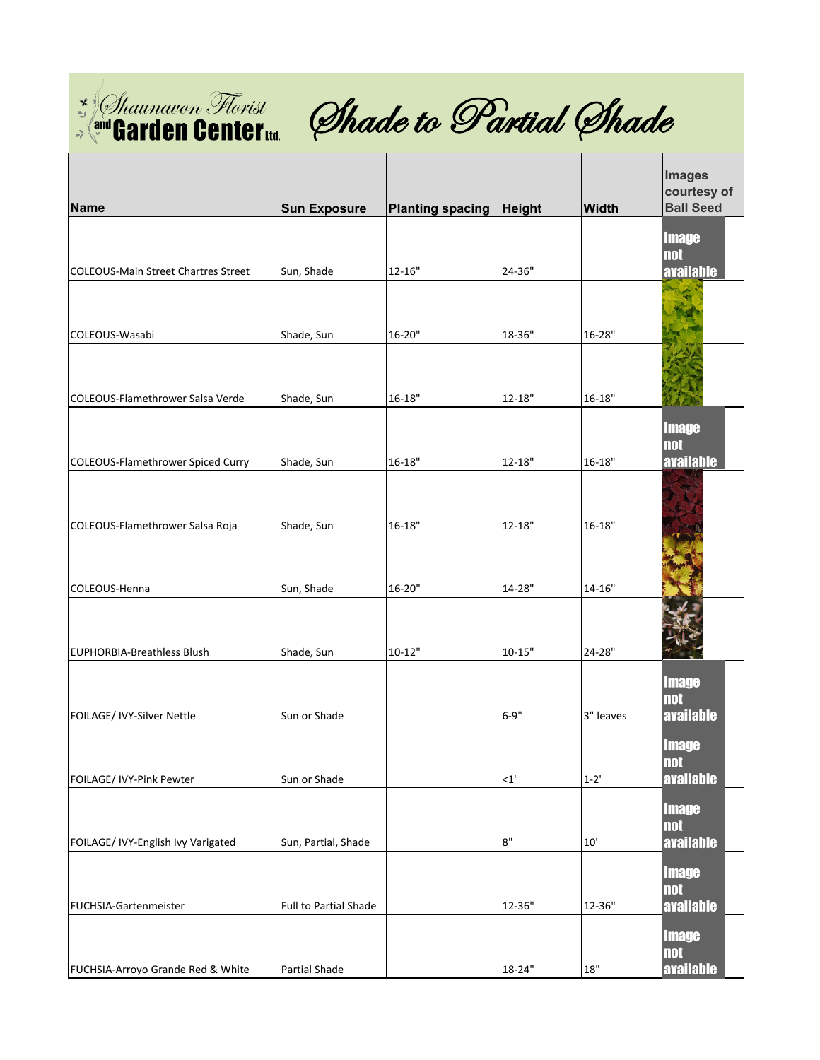Shaunavon Florist and Garden Center Ltd.

# Shade to Partial Shade

| Name | Sun Exposure | Planting spacing | Height | Width | Images courtesy of Ball Seed |
|---|---|---|---|---|---|
| COLEOUS-Main Street Chartres Street | Sun, Shade | 12-16" | 24-36" | | Image not available |
| COLEOUS-Wasabi | Shade, Sun | 16-20" | 18-36" | 16-28" | |
| COLEOUS-Flamethrower Salsa Verde | Shade, Sun | 16-18" | 12-18" | 16-18" | |
| COLEOUS-Flamethrower Spiced Curry | Shade, Sun | 16-18" | 12-18" | 16-18" | Image not available |
| COLEOUS-Flamethrower Salsa Roja | Shade, Sun | 16-18" | 12-18" | 16-18" | |
| COLEOUS-Henna | Sun, Shade | 16-20" | 14-28" | 14-16" | |
| EUPHORBIA-Breathless Blush | Shade, Sun | 10-12" | 10-15" | 24-28" | |
| FOILAGE/ IVY-Silver Nettle | Sun or Shade | | 6-9" | 3" leaves | Image not available |
| FOILAGE/ IVY-Pink Pewter | Sun or Shade | | <1' | 1-2' | Image not available |
| FOILAGE/ IVY-English Ivy Varigated | Sun, Partial, Shade | | 8" | 10' | Image not available |
| FUCHSIA-Gartenmeister | Full to Partial Shade | | 12-36" | 12-36" | Image not available |
| FUCHSIA-Arroyo Grande Red & White | Partial Shade | | 18-24" | 18" | Image not available |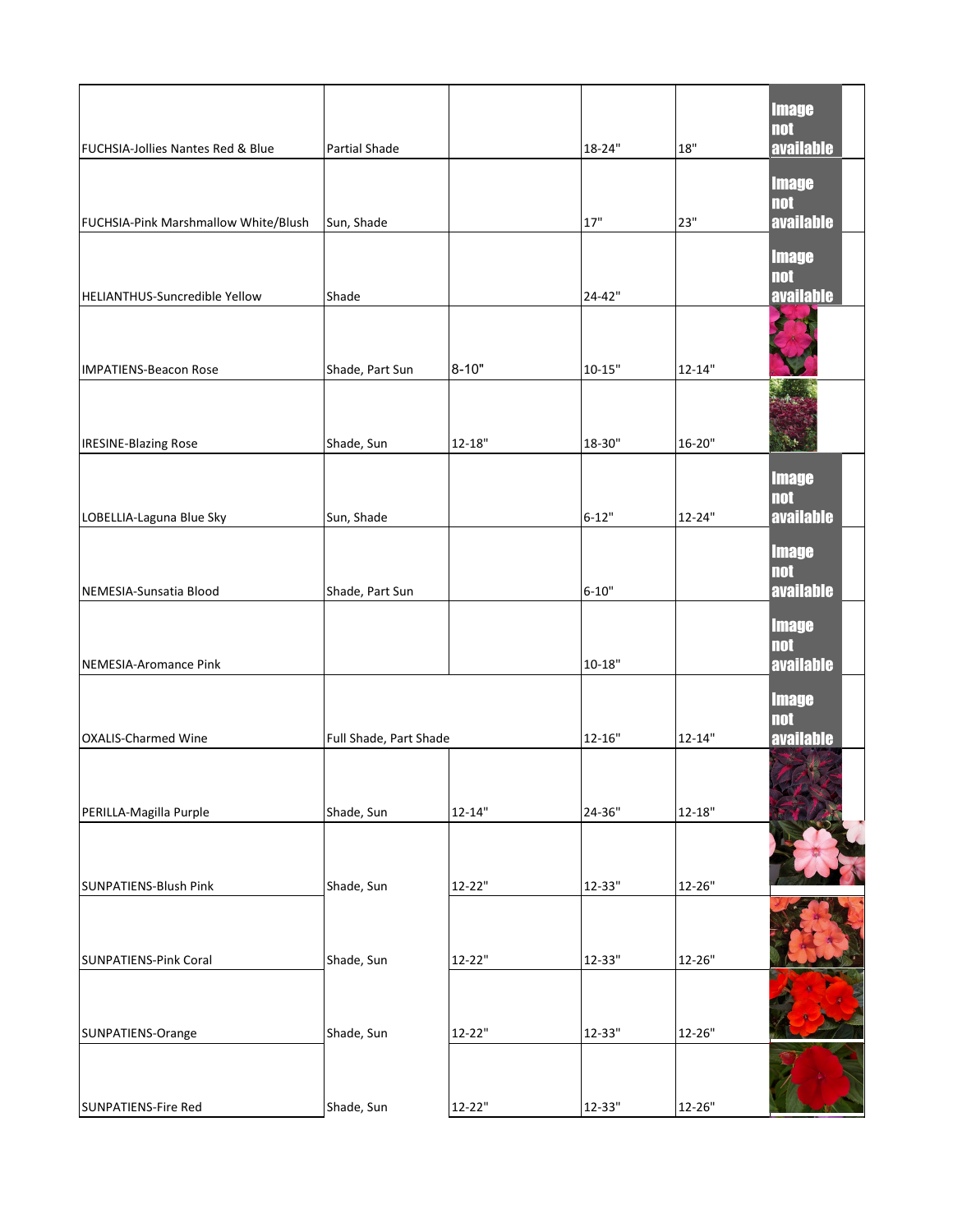| | | | | | |
|---|---|---|---|---|---|
| FUCHSIA-Jollies Nantes Red & Blue | Partial Shade | | 18-24" | 18" | Image not available |
| FUCHSIA-Pink Marshmallow White/Blush | Sun, Shade | | 17" | 23" | Image not available |
| HELIANTHUS-Suncredible Yellow | Shade | | 24-42" | | Image not available |
| IMPATIENS-Beacon Rose | Shade, Part Sun | 8-10" | 10-15" | 12-14" | |
| IRESINE-Blazing Rose | Shade, Sun | 12-18" | 18-30" | 16-20" | |
| LOBELLIA-Laguna Blue Sky | Sun, Shade | | 6-12" | 12-24" | Image not available |
| NEMESIA-Sunsatia Blood | Shade, Part Sun | | 6-10" | | Image not available |
| NEMESIA-Aromance Pink | | | 10-18" | | Image not available |
| OXALIS-Charmed Wine | Full Shade, Part Shade | | 12-16" | 12-14" | Image not available |
| PERILLA-Magilla Purple | Shade, Sun | 12-14" | 24-36" | 12-18" | |
| SUNPATIENS-Blush Pink | Shade, Sun | 12-22" | 12-33" | 12-26" | |
| SUNPATIENS-Pink Coral | Shade, Sun | 12-22" | 12-33" | 12-26" | |
| SUNPATIENS-Orange | Shade, Sun | 12-22" | 12-33" | 12-26" | |
| SUNPATIENS-Fire Red | Shade, Sun | 12-22" | 12-33" | 12-26" | |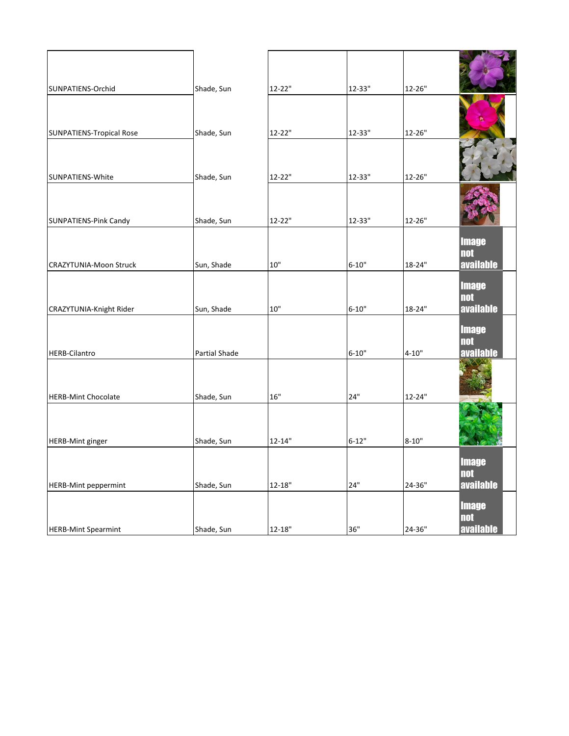| | | | | | |
|---|---|---|---|---|---|
| SUNPATIENS-Orchid | Shade, Sun | 12-22" | 12-33" | 12-26" | |
| SUNPATIENS-Tropical Rose | Shade, Sun | 12-22" | 12-33" | 12-26" | |
| SUNPATIENS-White | Shade, Sun | 12-22" | 12-33" | 12-26" | |
| SUNPATIENS-Pink Candy | Shade, Sun | 12-22" | 12-33" | 12-26" | |
| CRAZYTUNIA-Moon Struck | Sun, Shade | 10" | 6-10" | 18-24" | Image not available |
| CRAZYTUNIA-Knight Rider | Sun, Shade | 10" | 6-10" | 18-24" | Image not available |
| HERB-Cilantro | Partial Shade | | 6-10" | 4-10" | Image not available |
| HERB-Mint Chocolate | Shade, Sun | 16" | 24" | 12-24" | |
| HERB-Mint ginger | Shade, Sun | 12-14" | 6-12" | 8-10" | |
| HERB-Mint peppermint | Shade, Sun | 12-18" | 24" | 24-36" | Image not available |
| HERB-Mint Spearmint | Shade, Sun | 12-18" | 36" | 24-36" | Image not available |